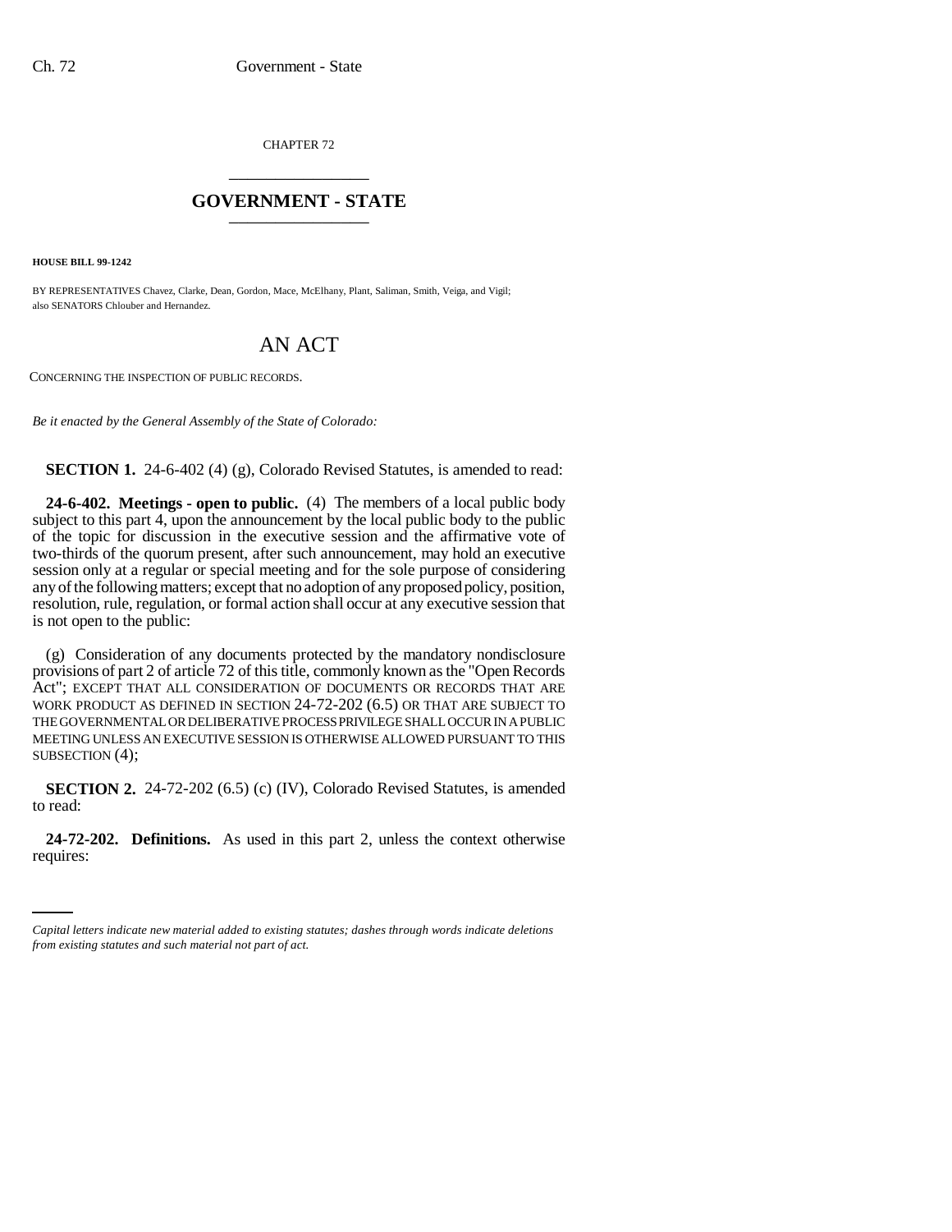CHAPTER 72

# GOVERNMENT - STATE

**HOUSE BILL 99-1242**

BY REPRESENTATIVES Chavez, Clarke, Dean, Gordon, Mace, McElhany, Plant, Saliman, Smith, Veiga, and Vigil; also SENATORS Chlouber and Hernandez.

# AN ACT

CONCERNING THE INSPECTION OF PUBLIC RECORDS.

*Be it enacted by the General Assembly of the State of Colorado:*

**SECTION 1.** 24-6-402 (4) (g), Colorado Revised Statutes, is amended to read:

**24-6-402. Meetings - open to public.** (4) The members of a local public body subject to this part 4, upon the announcement by the local public body to the public of the topic for discussion in the executive session and the affirmative vote of two-thirds of the quorum present, after such announcement, may hold an executive session only at a regular or special meeting and for the sole purpose of considering any of the following matters; except that no adoption of any proposed policy, position, resolution, rule, regulation, or formal action shall occur at any executive session that is not open to the public:

(g) Consideration of any documents protected by the mandatory nondisclosure provisions of part 2 of article 72 of this title, commonly known as the "Open Records Act"; EXCEPT THAT ALL CONSIDERATION OF DOCUMENTS OR RECORDS THAT ARE WORK PRODUCT AS DEFINED IN SECTION 24-72-202 (6.5) OR THAT ARE SUBJECT TO THE GOVERNMENTAL OR DELIBERATIVE PROCESS PRIVILEGE SHALL OCCUR IN A PUBLIC MEETING UNLESS AN EXECUTIVE SESSION IS OTHERWISE ALLOWED PURSUANT TO THIS SUBSECTION (4);

**SECTION 2.** 24-72-202 (6.5) (c) (IV), Colorado Revised Statutes, is amended to read:

**24-72-202. Definitions.** As used in this part 2, unless the context otherwise requires:

*Capital letters indicate new material added to existing statutes; dashes through words indicate deletions from existing statutes and such material not part of act.*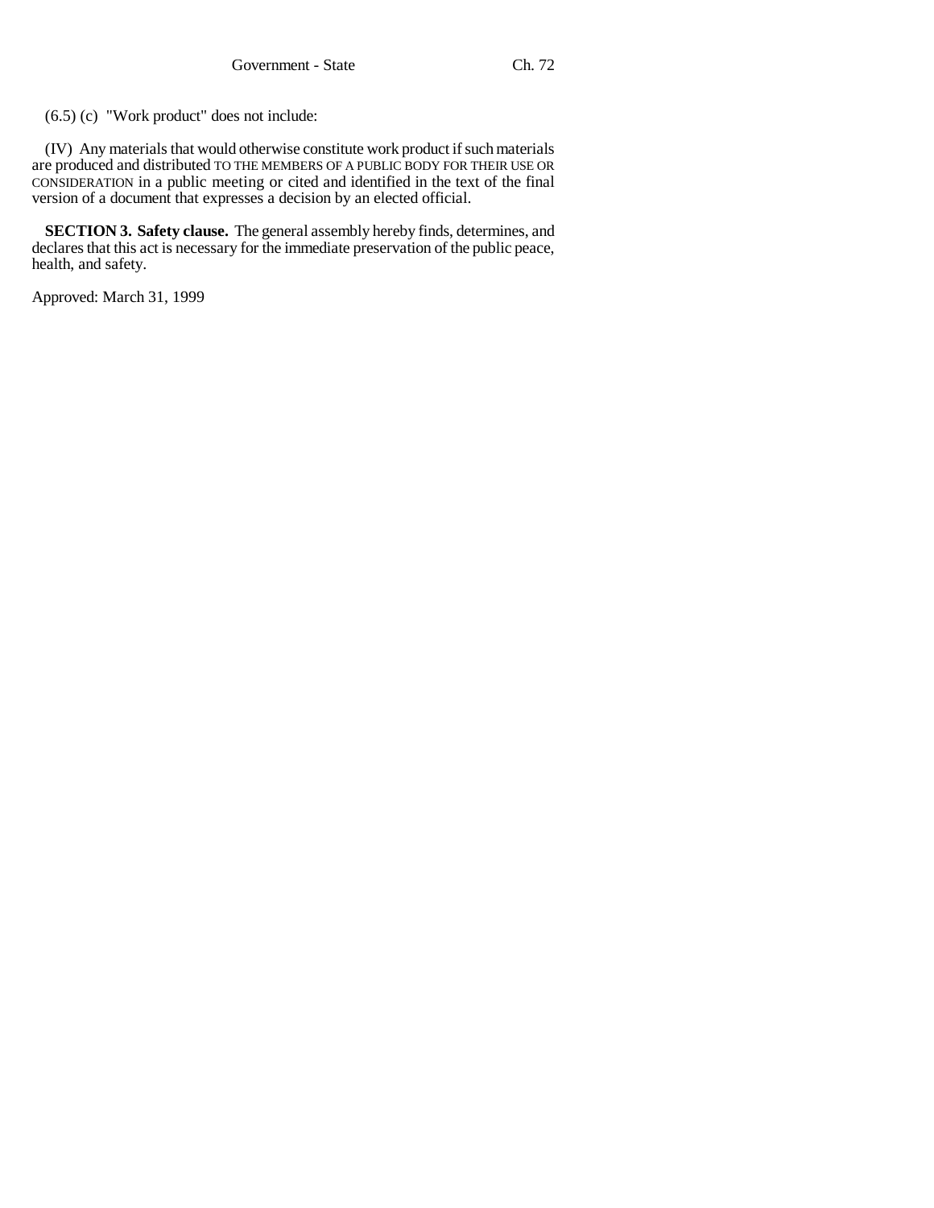(6.5) (c) "Work product" does not include:

(IV) Any materials that would otherwise constitute work product if such materials are produced and distributed TO THE MEMBERS OF A PUBLIC BODY FOR THEIR USE OR CONSIDERATION in a public meeting or cited and identified in the text of the final version of a document that expresses a decision by an elected official.

**SECTION 3. Safety clause.** The general assembly hereby finds, determines, and declares that this act is necessary for the immediate preservation of the public peace, health, and safety.

Approved: March 31, 1999